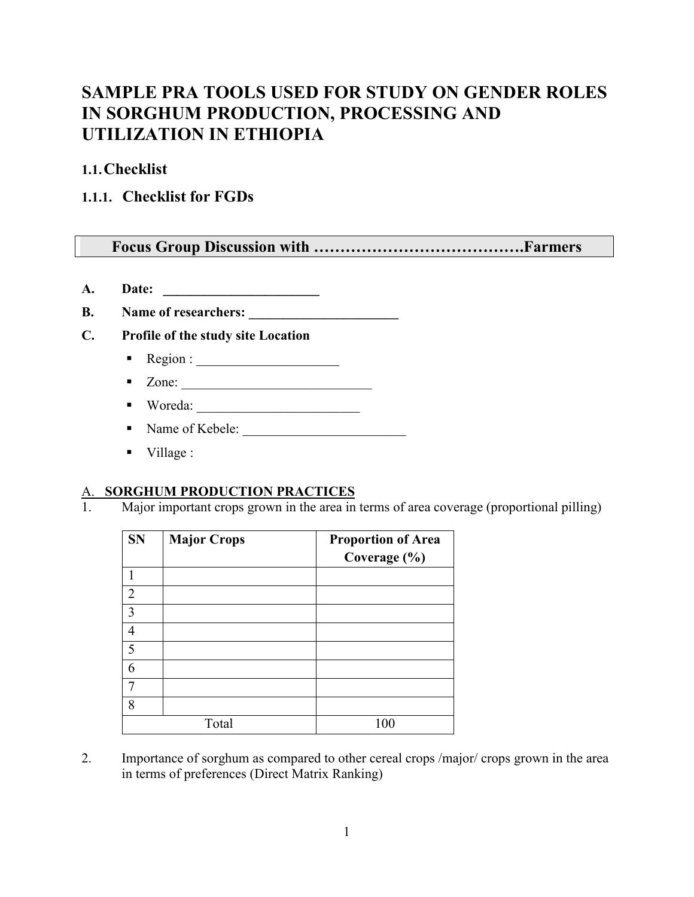# SAMPLE PRA TOOLS USED FOR STUDY ON GENDER ROLES IN SORGHUM PRODUCTION, PROCESSING AND UTILIZATION IN ETHIOPIA

## 1.1. Checklist

### 1.1.1. Checklist for FGDs

**Focus Group Discussion with ………………………………….Farmers**

**A. Date: ______________________**

**B. Name of researchers: ______________________**

**C. Profile of the study site Location**

- Region : _____________________
- Zone: ____________________________
- Woreda: ________________________
- Name of Kebele: ________________________
- Village :

A. **SORGHUM PRODUCTION PRACTICES**

1. Major important crops grown in the area in terms of area coverage (proportional pilling)

| SN | Major Crops | Proportion of Area Coverage (%) |
|---|---|---|
| 1 | | |
| 2 | | |
| 3 | | |
| 4 | | |
| 5 | | |
| 6 | | |
| 7 | | |
| 8 | | |
| Total | | 100 |

2. Importance of sorghum as compared to other cereal crops /major/ crops grown in the area in terms of preferences (Direct Matrix Ranking)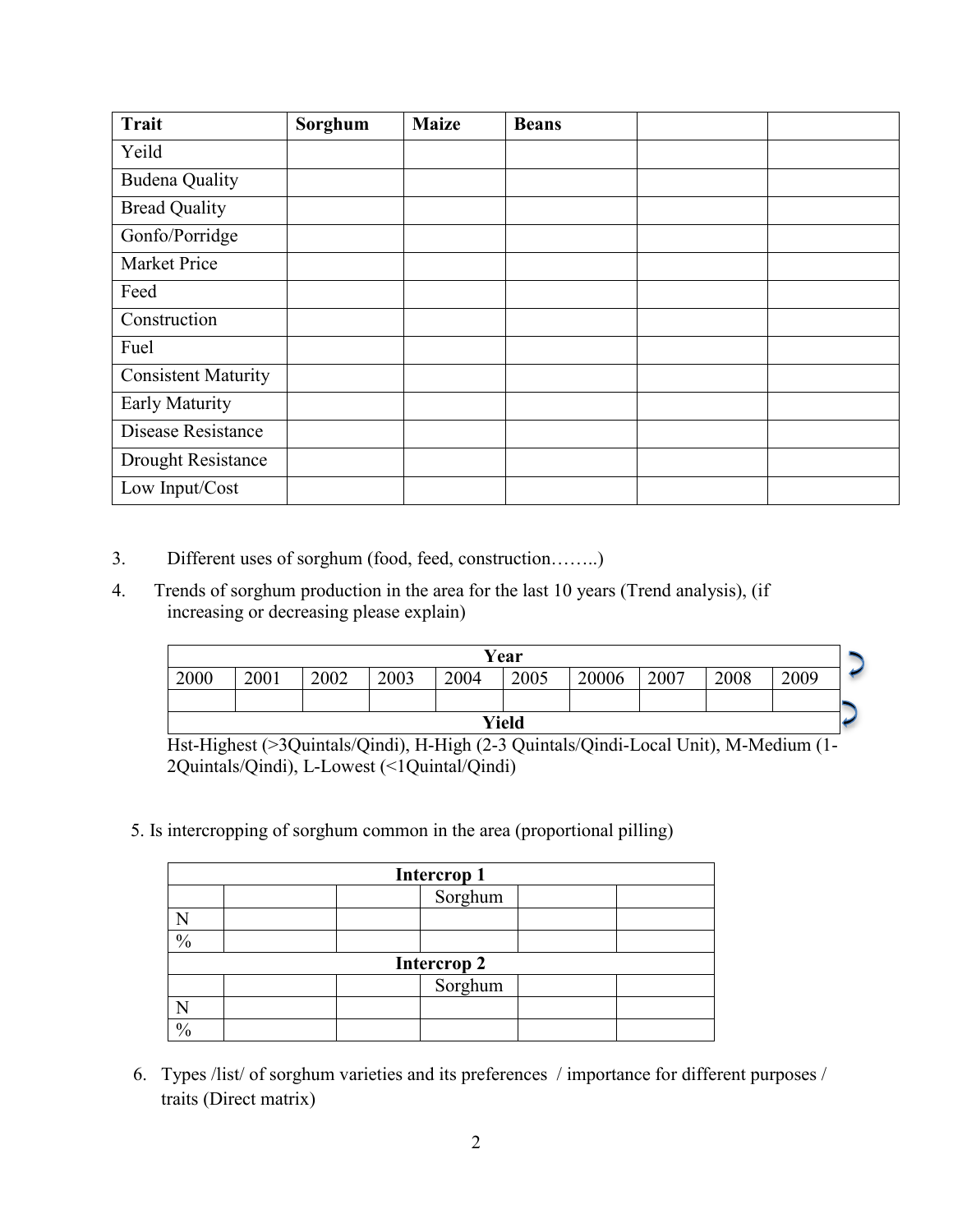| Trait | Sorghum | Maize | Beans | | |
|---|---|---|---|---|---|
| Yeild | | | | | |
| Budena Quality | | | | | |
| Bread Quality | | | | | |
| Gonfo/Porridge | | | | | |
| Market Price | | | | | |
| Feed | | | | | |
| Construction | | | | | |
| Fuel | | | | | |
| Consistent Maturity | | | | | |
| Early Maturity | | | | | |
| Disease Resistance | | | | | |
| Drought Resistance | | | | | |
| Low Input/Cost | | | | | |

3. Different uses of sorghum (food, feed, construction……..)

4. Trends of sorghum production in the area for the last 10 years (Trend analysis), (if increasing or decreasing please explain)

| Year | | | | | | | | | |
|---|---|---|---|---|---|---|---|---|---|
| 2000 | 2001 | 2002 | 2003 | 2004 | 2005 | 20006 | 2007 | 2008 | 2009 |
| | | | | | | | | | |
| Yield | | | | | | | | | |

Hst-Highest (>3Quintals/Qindi), H-High (2-3 Quintals/Qindi-Local Unit), M-Medium (1-2Quintals/Qindi), L-Lowest (<1Quintal/Qindi)

5. Is intercropping of sorghum common in the area (proportional pilling)

| Intercrop 1 | | | | | |
|---|---|---|---|---|---|
| | | | Sorghum | | |
| N | | | | | |
| % | | | | | |
| **Intercrop 2** | | | | | |
| | | | Sorghum | | |
| N | | | | | |
| % | | | | | |

6. Types /list/ of sorghum varieties and its preferences / importance for different purposes / traits (Direct matrix)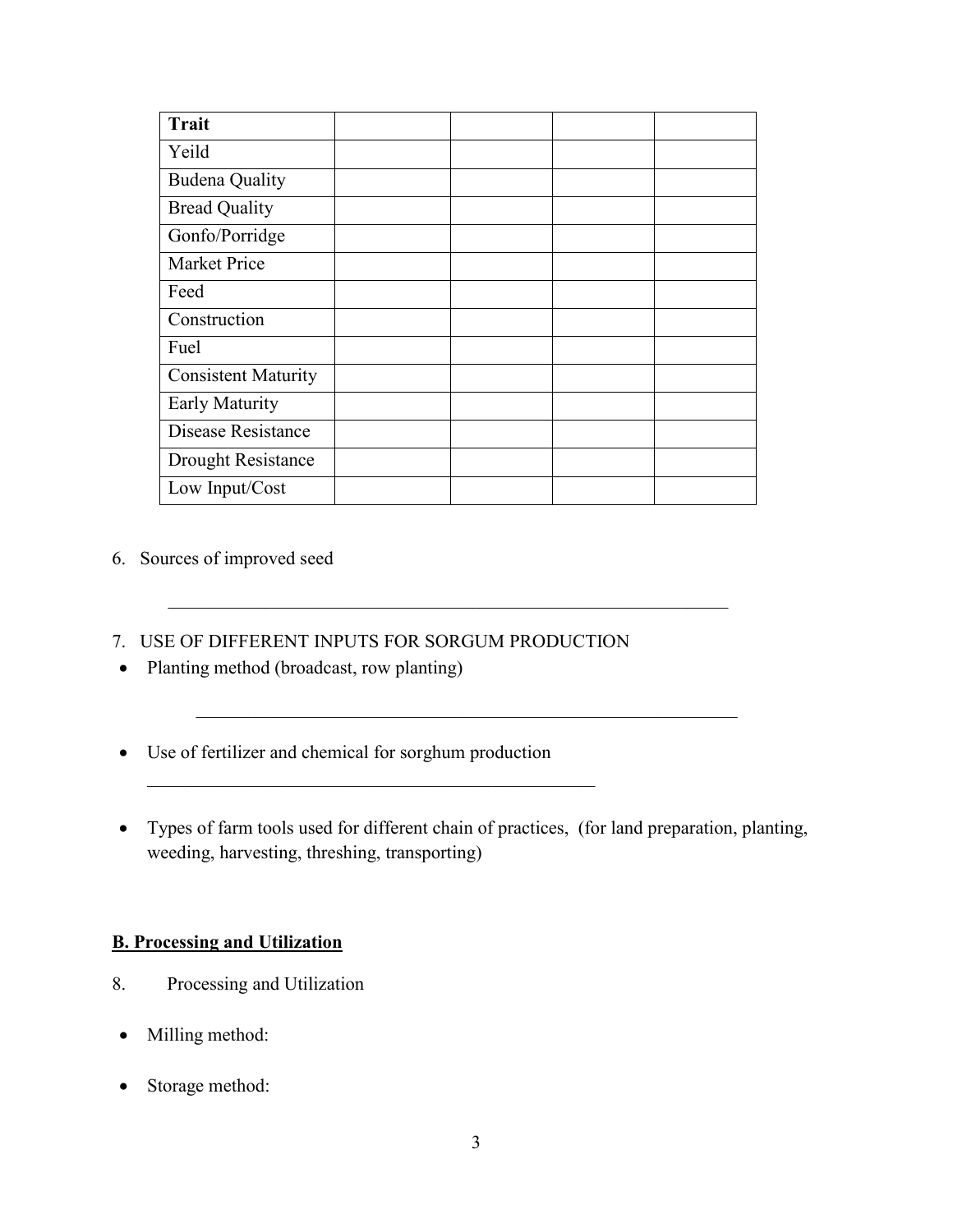| Trait | | | | |
|---|---|---|---|---|
| Yeild | | | | |
| Budena Quality | | | | |
| Bread Quality | | | | |
| Gonfo/Porridge | | | | |
| Market Price | | | | |
| Feed | | | | |
| Construction | | | | |
| Fuel | | | | |
| Consistent Maturity | | | | |
| Early Maturity | | | | |
| Disease Resistance | | | | |
| Drought Resistance | | | | |
| Low Input/Cost | | | | |

6. Sources of improved seed

   ______________________________________________________________

7. USE OF DIFFERENT INPUTS FOR SORGUM PRODUCTION

- Planting method (broadcast, row planting)

  ____________________________________________________________

- Use of fertilizer and chemical for sorghum production

  __________________________________________________

- Types of farm tools used for different chain of practices, (for land preparation, planting, weeding, harvesting, threshing, transporting)

## B. Processing and Utilization

8. Processing and Utilization

- Milling method:

- Storage method: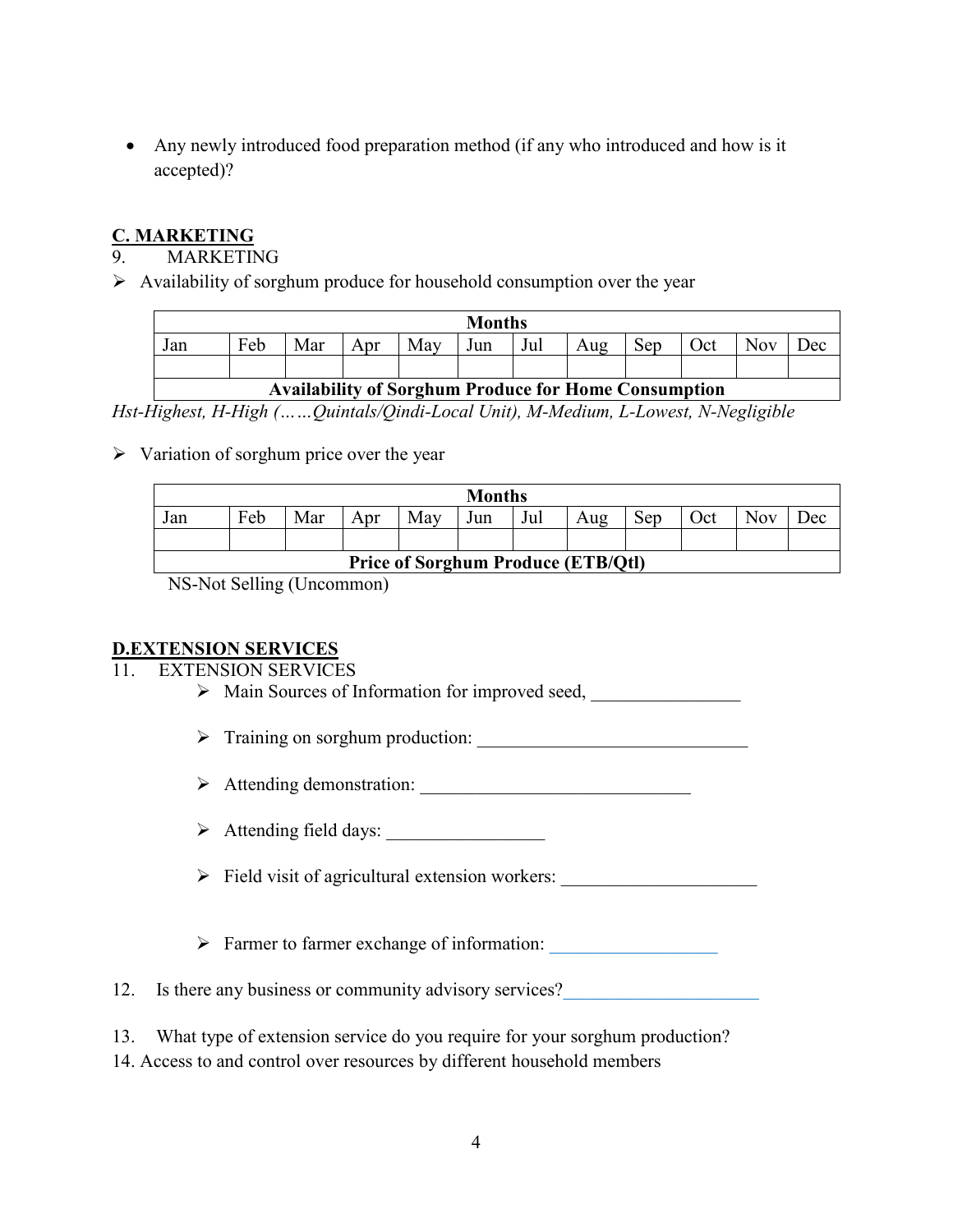- Any newly introduced food preparation method (if any who introduced and how is it accepted)?

## C. MARKETING

9. MARKETING

- Availability of sorghum produce for household consumption over the year

| Months | | | | | | | | | | | |
|---|---|---|---|---|---|---|---|---|---|---|---|
| Jan | Feb | Mar | Apr | May | Jun | Jul | Aug | Sep | Oct | Nov | Dec |
| | | | | | | | | | | | |
| **Availability of Sorghum Produce for Home Consumption** | | | | | | | | | | | |

*Hst-Highest, H-High (……Quintals/Qindi-Local Unit), M-Medium, L-Lowest, N-Negligible*

- Variation of sorghum price over the year

| Months | | | | | | | | | | | |
|---|---|---|---|---|---|---|---|---|---|---|---|
| Jan | Feb | Mar | Apr | May | Jun | Jul | Aug | Sep | Oct | Nov | Dec |
| | | | | | | | | | | | |
| **Price of Sorghum Produce (ETB/Qtl)** | | | | | | | | | | | |

NS-Not Selling (Uncommon)

## D.EXTENSION SERVICES

11. EXTENSION SERVICES
    - Main Sources of Information for improved seed, ________________
    - Training on sorghum production: _____________________________
    - Attending demonstration: _____________________________
    - Attending field days: _________________
    - Field visit of agricultural extension workers: _____________________
    - Farmer to farmer exchange of information: __________________

12. Is there any business or community advisory services?_____________________

13. What type of extension service do you require for your sorghum production?

14. Access to and control over resources by different household members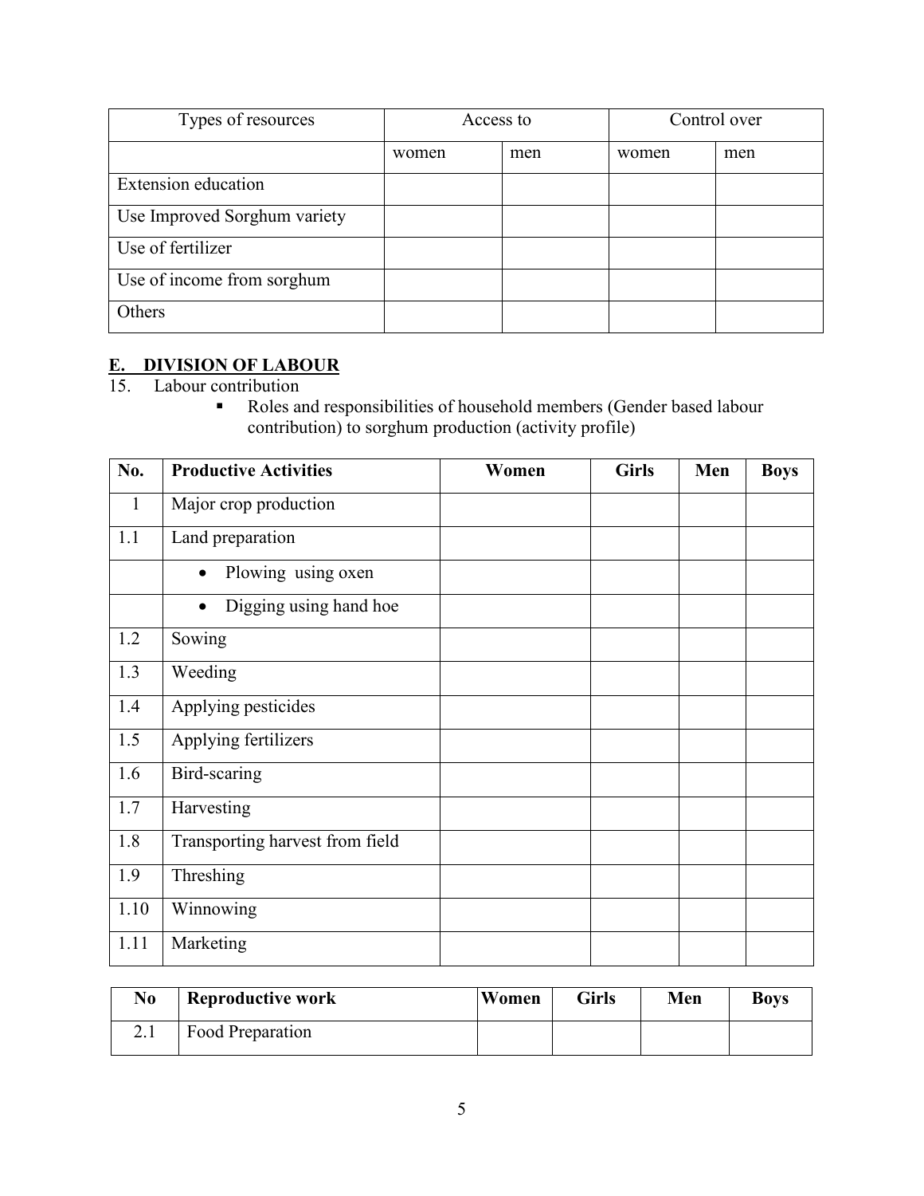| Types of resources | Access to | | Control over | |
|---|---|---|---|---|
| | women | men | women | men |
| Extension education | | | | |
| Use Improved Sorghum variety | | | | |
| Use of fertilizer | | | | |
| Use of income from sorghum | | | | |
| Others | | | | |

## E. DIVISION OF LABOUR

15. Labour contribution
    - Roles and responsibilities of household members (Gender based labour contribution) to sorghum production (activity profile)

| No. | Productive Activities | Women | Girls | Men | Boys |
|---|---|---|---|---|---|
| 1 | Major crop production | | | | |
| 1.1 | Land preparation | | | | |
| | • Plowing using oxen | | | | |
| | • Digging using hand hoe | | | | |
| 1.2 | Sowing | | | | |
| 1.3 | Weeding | | | | |
| 1.4 | Applying pesticides | | | | |
| 1.5 | Applying fertilizers | | | | |
| 1.6 | Bird-scaring | | | | |
| 1.7 | Harvesting | | | | |
| 1.8 | Transporting harvest from field | | | | |
| 1.9 | Threshing | | | | |
| 1.10 | Winnowing | | | | |
| 1.11 | Marketing | | | | |

| No | Reproductive work | Women | Girls | Men | Boys |
|---|---|---|---|---|---|
| 2.1 | Food Preparation | | | | |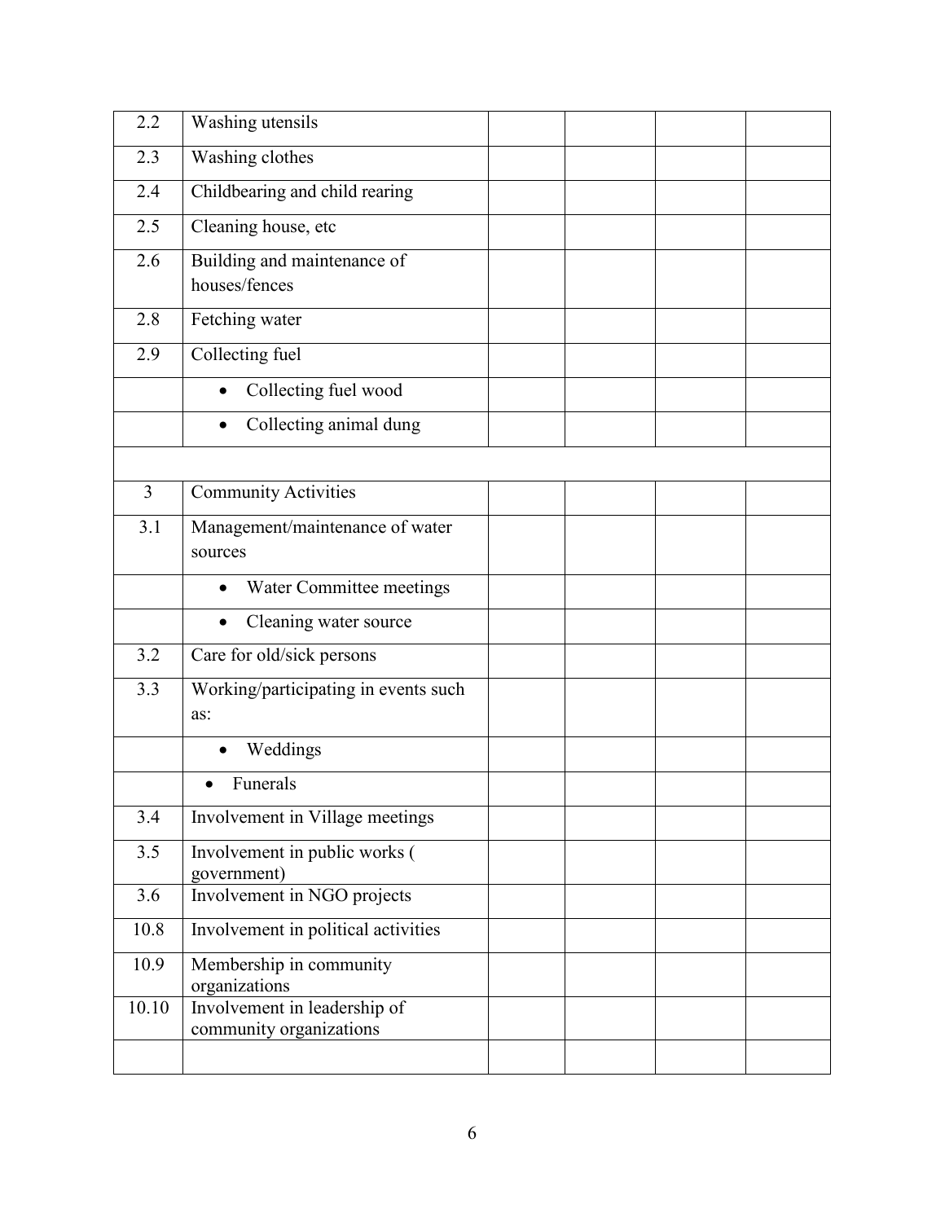| | | | | | |
|---|---|---|---|---|---|
| 2.2 | Washing utensils | | | | |
| 2.3 | Washing clothes | | | | |
| 2.4 | Childbearing and child rearing | | | | |
| 2.5 | Cleaning house, etc | | | | |
| 2.6 | Building and maintenance of houses/fences | | | | |
| 2.8 | Fetching water | | | | |
| 2.9 | Collecting fuel | | | | |
| | • Collecting fuel wood | | | | |
| | • Collecting animal dung | | | | |
| | | | | | |
| 3 | Community Activities | | | | |
| 3.1 | Management/maintenance of water sources | | | | |
| | • Water Committee meetings | | | | |
| | • Cleaning water source | | | | |
| 3.2 | Care for old/sick persons | | | | |
| 3.3 | Working/participating in events such as: | | | | |
| | • Weddings | | | | |
| | • Funerals | | | | |
| 3.4 | Involvement in Village meetings | | | | |
| 3.5 | Involvement in public works ( government) | | | | |
| 3.6 | Involvement in NGO projects | | | | |
| 10.8 | Involvement in political activities | | | | |
| 10.9 | Membership in community organizations | | | | |
| 10.10 | Involvement in leadership of community organizations | | | | |
| | | | | | |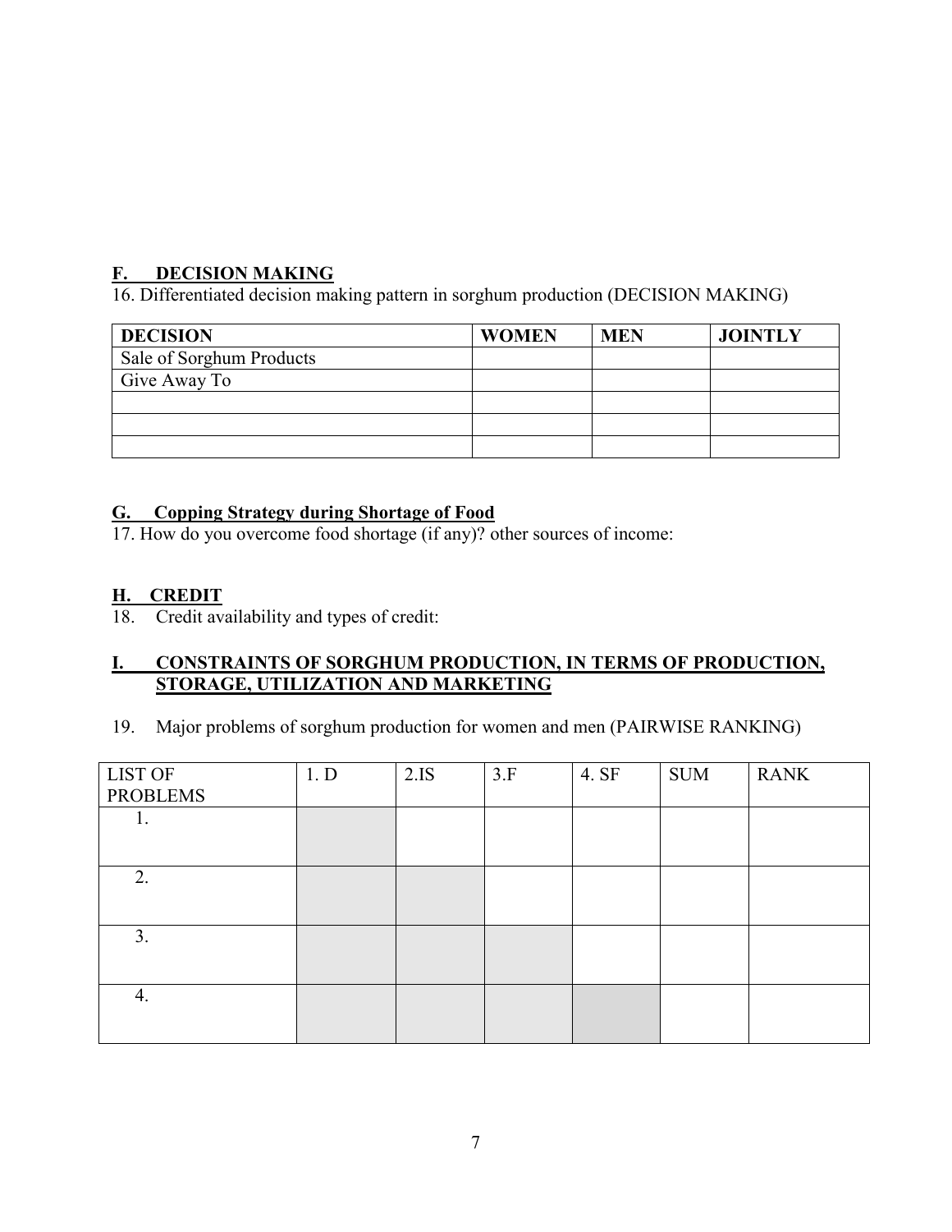## F. DECISION MAKING

16. Differentiated decision making pattern in sorghum production (DECISION MAKING)

| DECISION | WOMEN | MEN | JOINTLY |
|---|---|---|---|
| Sale of Sorghum Products | | | |
| Give Away To | | | |
| | | | |
| | | | |
| | | | |

## G. Copping Strategy during Shortage of Food

17. How do you overcome food shortage (if any)? other sources of income:

## H. CREDIT

18. Credit availability and types of credit:

## I. CONSTRAINTS OF SORGHUM PRODUCTION, IN TERMS OF PRODUCTION, STORAGE, UTILIZATION AND MARKETING

19. Major problems of sorghum production for women and men (PAIRWISE RANKING)

| LIST OF PROBLEMS | 1. D | 2.IS | 3.F | 4. SF | SUM | RANK |
|---|---|---|---|---|---|---|
| 1. | | | | | | |
| 2. | | | | | | |
| 3. | | | | | | |
| 4. | | | | | | |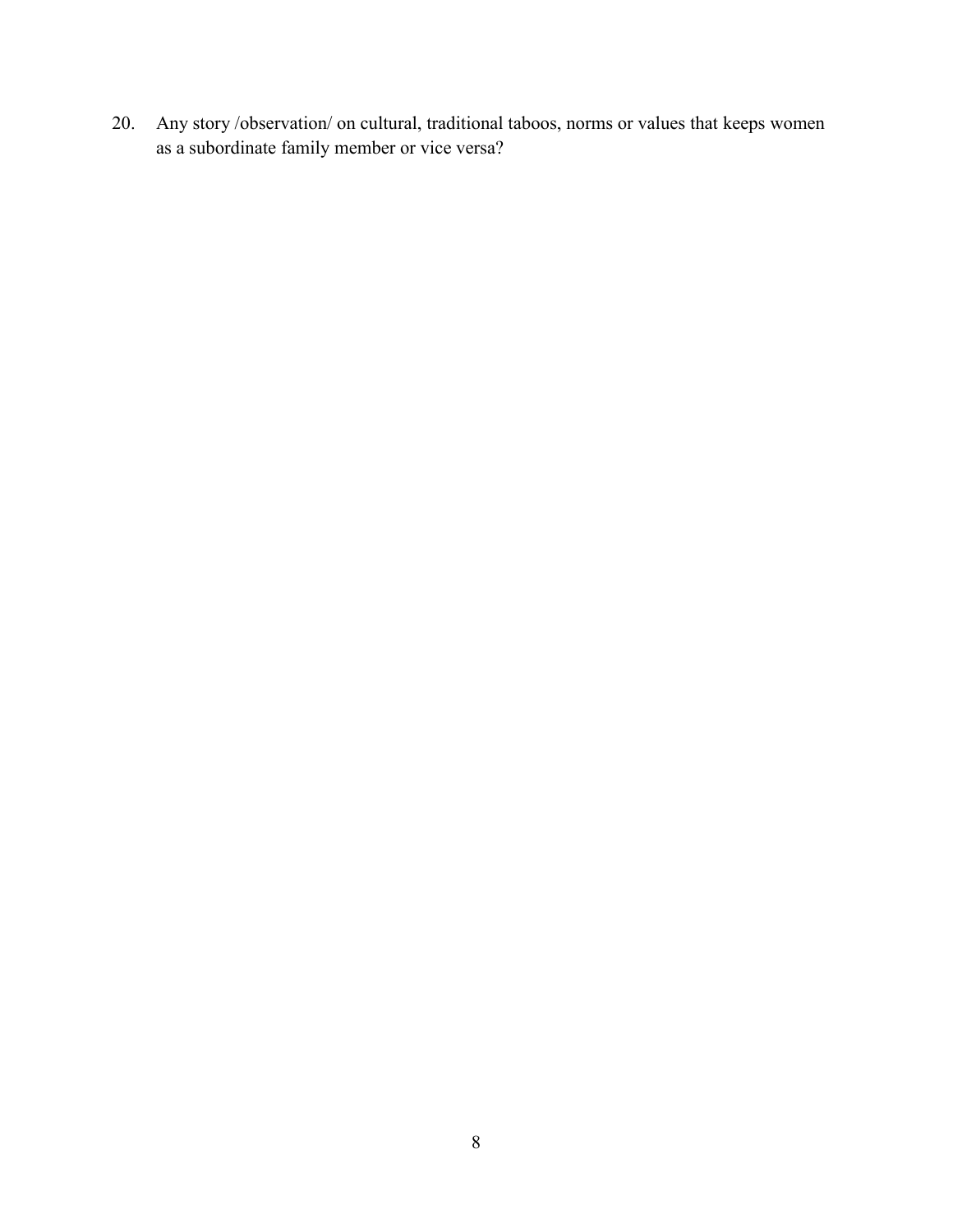20. Any story /observation/ on cultural, traditional taboos, norms or values that keeps women as a subordinate family member or vice versa?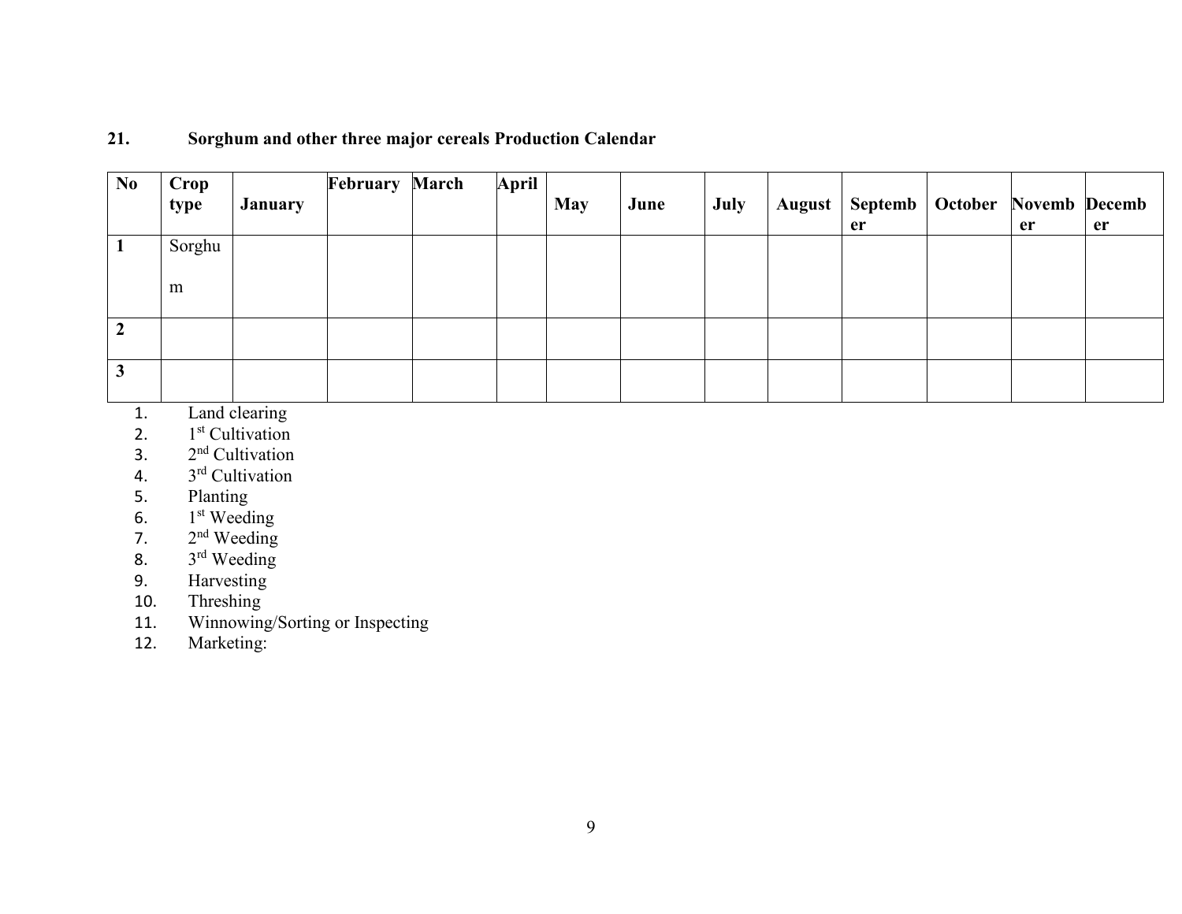## 21. Sorghum and other three major cereals Production Calendar

| No | Crop type | January | February | March | April | May | June | July | August | September | October | November | December |
|---|---|---|---|---|---|---|---|---|---|---|---|---|---|
| 1 | Sorghum | | | | | | | | | | | | |
| 2 | | | | | | | | | | | | | |
| 3 | | | | | | | | | | | | | |

1. Land clearing
2. 1st Cultivation
3. 2nd Cultivation
4. 3rd Cultivation
5. Planting
6. 1st Weeding
7. 2nd Weeding
8. 3rd Weeding
9. Harvesting
10. Threshing
11. Winnowing/Sorting or Inspecting
12. Marketing: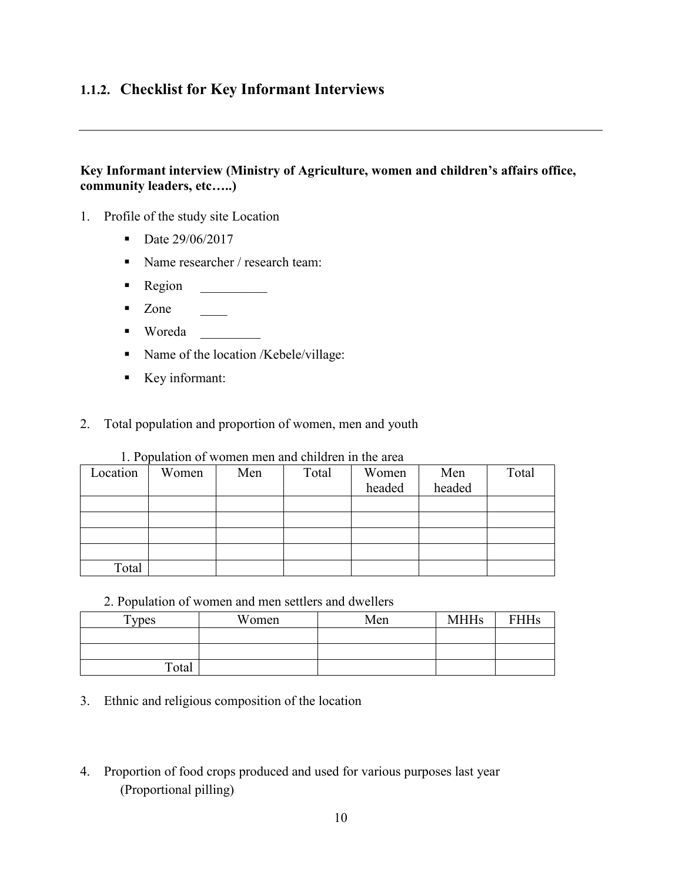### 1.1.2. Checklist for Key Informant Interviews

---

**Key Informant interview (Ministry of Agriculture, women and children's affairs office, community leaders, etc…..)**

1. Profile of the study site Location
   - Date 29/06/2017
   - Name researcher / research team:
   - Region __________
   - Zone ____
   - Woreda _________
   - Name of the location /Kebele/village:
   - Key informant:

2. Total population and proportion of women, men and youth

1. Population of women men and children in the area

| Location | Women | Men | Total | Women headed | Men headed | Total |
|---|---|---|---|---|---|---|
| | | | | | | |
| | | | | | | |
| | | | | | | |
| | | | | | | |
| Total | | | | | | |

2. Population of women and men settlers and dwellers

| Types | Women | Men | MHHs | FHHs |
|---|---|---|---|---|
| | | | | |
| | | | | |
| Total | | | | |

3. Ethnic and religious composition of the location

4. Proportion of food crops produced and used for various purposes last year (Proportional pilling)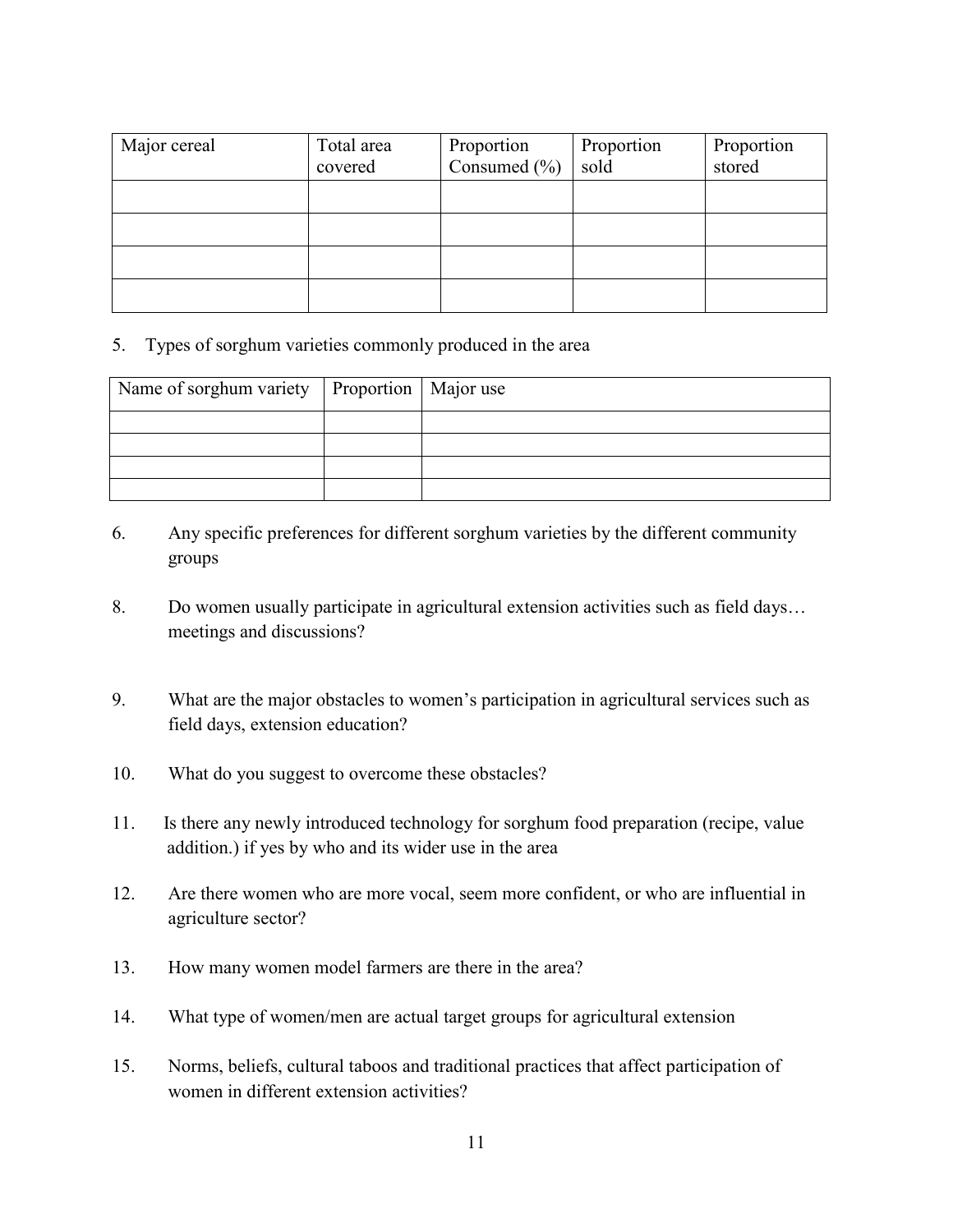| Major cereal | Total area covered | Proportion Consumed (%) | Proportion sold | Proportion stored |
|---|---|---|---|---|
| | | | | |
| | | | | |
| | | | | |
| | | | | |

5. Types of sorghum varieties commonly produced in the area

| Name of sorghum variety | Proportion | Major use |
|---|---|---|
| | | |
| | | |
| | | |
| | | |

6. Any specific preferences for different sorghum varieties by the different community groups

8. Do women usually participate in agricultural extension activities such as field days… meetings and discussions?

9. What are the major obstacles to women's participation in agricultural services such as field days, extension education?

10. What do you suggest to overcome these obstacles?

11. Is there any newly introduced technology for sorghum food preparation (recipe, value addition.) if yes by who and its wider use in the area

12. Are there women who are more vocal, seem more confident, or who are influential in agriculture sector?

13. How many women model farmers are there in the area?

14. What type of women/men are actual target groups for agricultural extension

15. Norms, beliefs, cultural taboos and traditional practices that affect participation of women in different extension activities?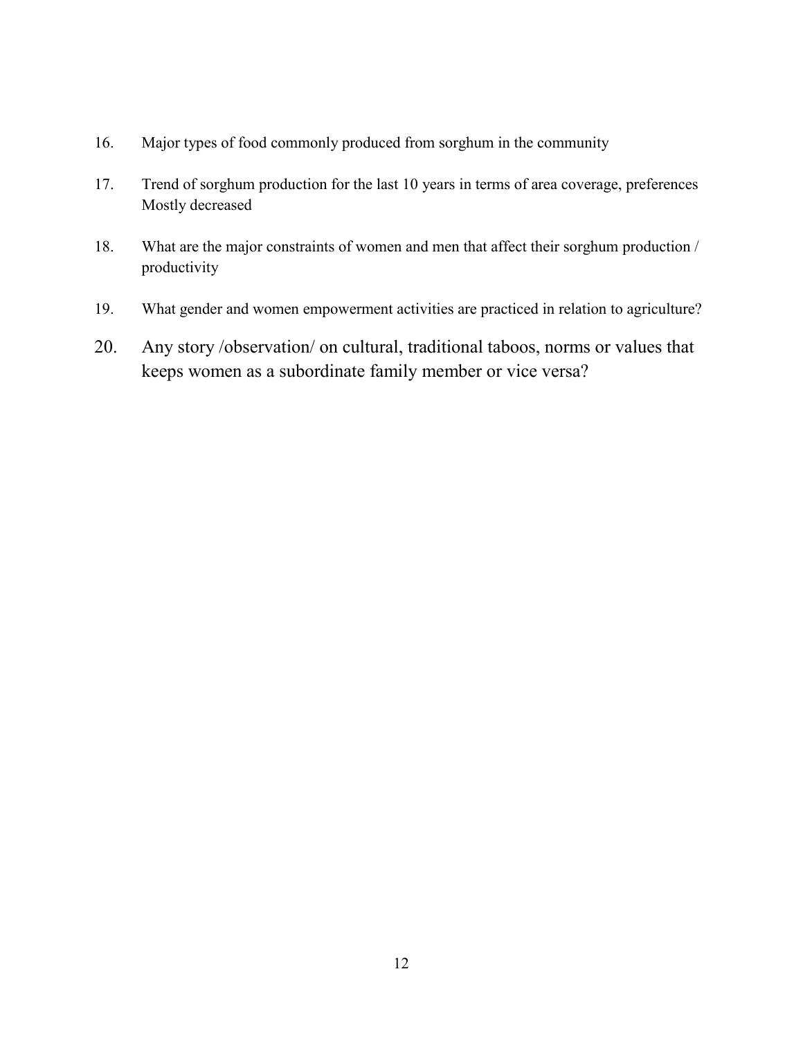16. Major types of food commonly produced from sorghum in the community

17. Trend of sorghum production for the last 10 years in terms of area coverage, preferences
    Mostly decreased

18. What are the major constraints of women and men that affect their sorghum production / productivity

19. What gender and women empowerment activities are practiced in relation to agriculture?

20. Any story /observation/ on cultural, traditional taboos, norms or values that keeps women as a subordinate family member or vice versa?